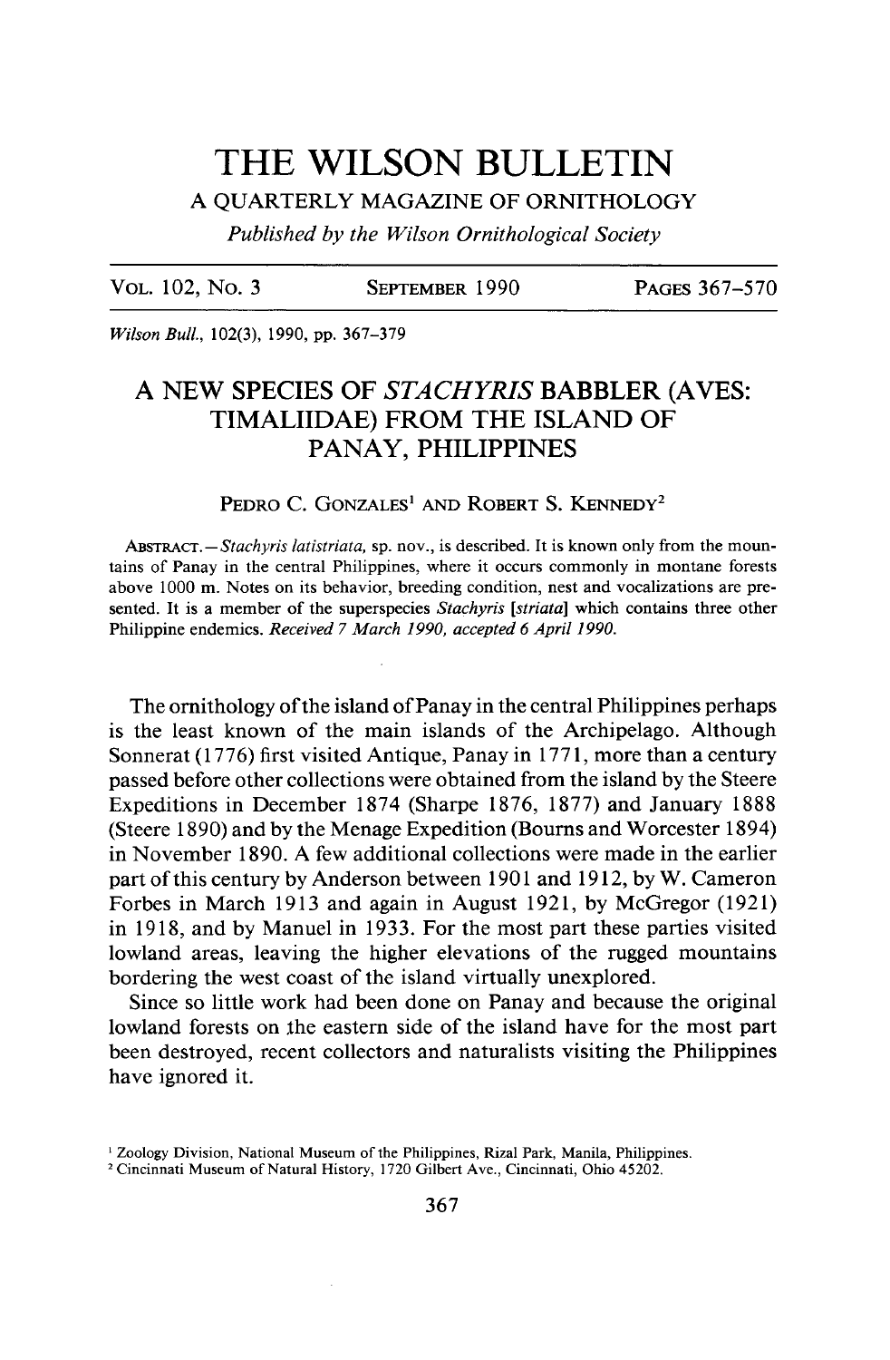# THE WILSON BULLETIN

A QUARTERLY MAGAZINE OF ORNITHOLOGY

*Published by the Wilson Ornithological Society*

| VOL. 102, NO. 3 | SEPTEMBER 1990 | PAGES 367–570 |
|---|---|---|

*Wilson Bull.*, 102(3), 1990, pp. 367–379

## A NEW SPECIES OF *STACHYRIS* BABBLER (AVES: TIMALIIDAE) FROM THE ISLAND OF PANAY, PHILIPPINES

PEDRO C. GONZALES[1] AND ROBERT S. KENNEDY[2]

ABSTRACT.—*Stachyris latistriata*, sp. nov., is described. It is known only from the mountains of Panay in the central Philippines, where it occurs commonly in montane forests above 1000 m. Notes on its behavior, breeding condition, nest and vocalizations are presented. It is a member of the superspecies *Stachyris* [*striata*] which contains three other Philippine endemics. *Received 7 March 1990, accepted 6 April 1990.*

The ornithology of the island of Panay in the central Philippines perhaps is the least known of the main islands of the Archipelago. Although Sonnerat (1776) first visited Antique, Panay in 1771, more than a century passed before other collections were obtained from the island by the Steere Expeditions in December 1874 (Sharpe 1876, 1877) and January 1888 (Steere 1890) and by the Menage Expedition (Bourns and Worcester 1894) in November 1890. A few additional collections were made in the earlier part of this century by Anderson between 1901 and 1912, by W. Cameron Forbes in March 1913 and again in August 1921, by McGregor (1921) in 1918, and by Manuel in 1933. For the most part these parties visited lowland areas, leaving the higher elevations of the rugged mountains bordering the west coast of the island virtually unexplored.

Since so little work had been done on Panay and because the original lowland forests on the eastern side of the island have for the most part been destroyed, recent collectors and naturalists visiting the Philippines have ignored it.

[1] Zoology Division, National Museum of the Philippines, Rizal Park, Manila, Philippines.

[2] Cincinnati Museum of Natural History, 1720 Gilbert Ave., Cincinnati, Ohio 45202.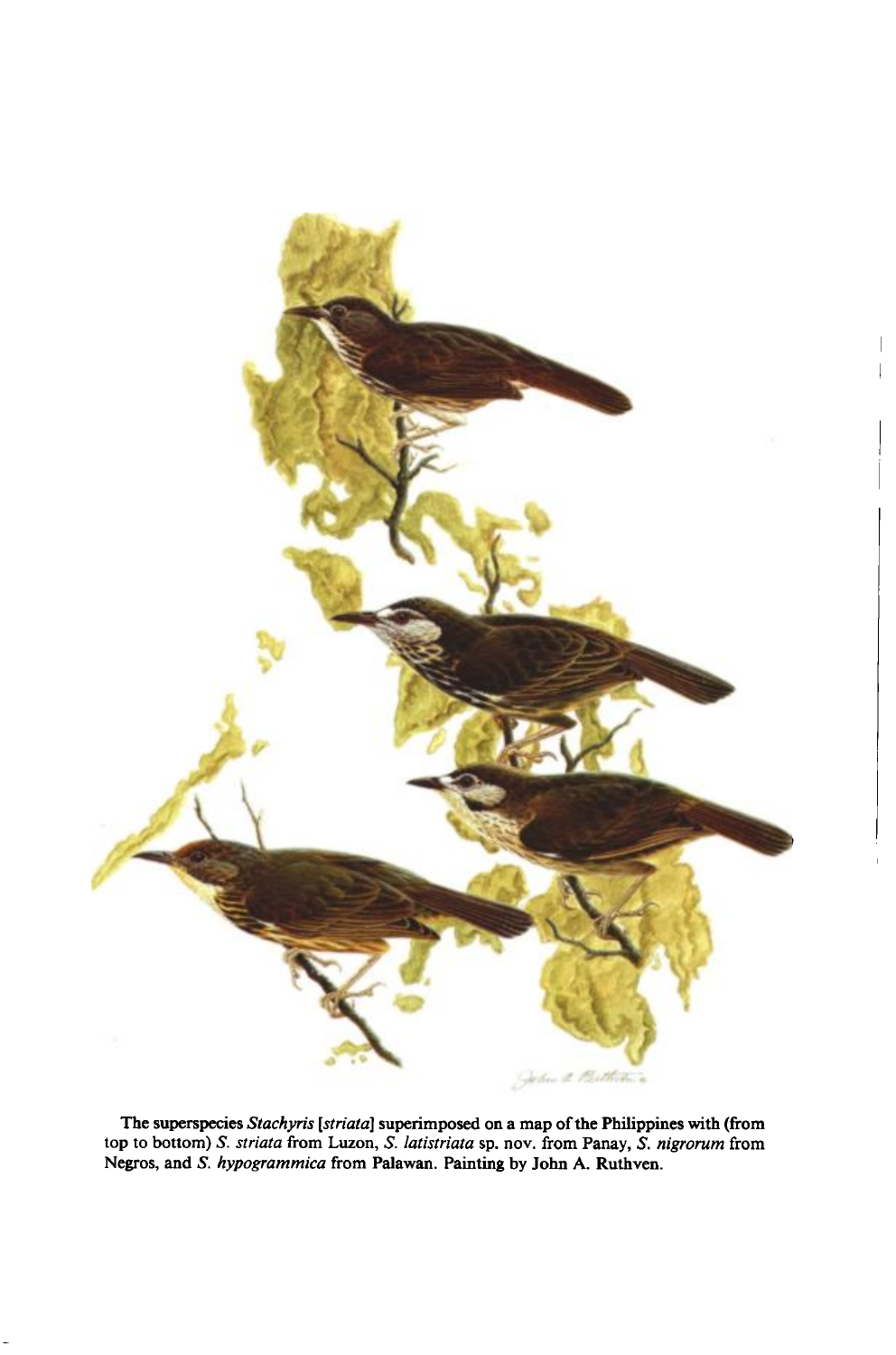The superspecies *Stachyris* [*striata*] superimposed on a map of the Philippines with (from top to bottom) *S. striata* from Luzon, *S. latistriata* sp. nov. from Panay, *S. nigrorum* from Negros, and *S. hypogrammica* from Palawan. Painting by John A. Ruthven.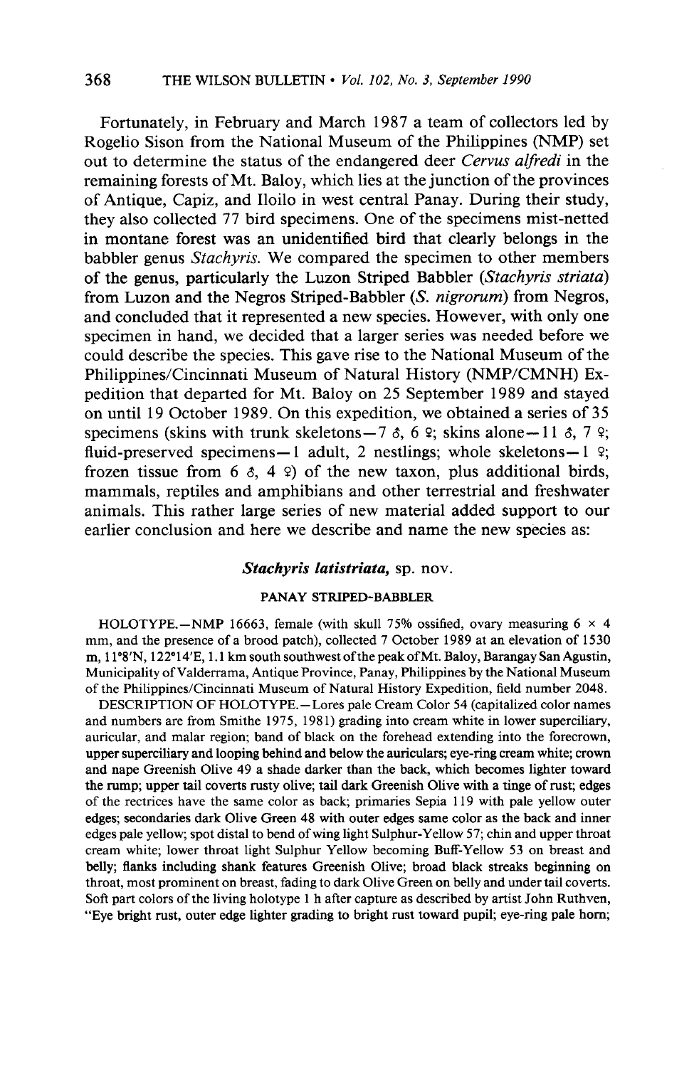Fortunately, in February and March 1987 a team of collectors led by Rogelio Sison from the National Museum of the Philippines (NMP) set out to determine the status of the endangered deer *Cervus alfredi* in the remaining forests of Mt. Baloy, which lies at the junction of the provinces of Antique, Capiz, and Iloilo in west central Panay. During their study, they also collected 77 bird specimens. One of the specimens mist-netted in montane forest was an unidentified bird that clearly belongs in the babbler genus *Stachyris*. We compared the specimen to other members of the genus, particularly the Luzon Striped Babbler (*Stachyris striata*) from Luzon and the Negros Striped-Babbler (*S. nigrorum*) from Negros, and concluded that it represented a new species. However, with only one specimen in hand, we decided that a larger series was needed before we could describe the species. This gave rise to the National Museum of the Philippines/Cincinnati Museum of Natural History (NMP/CMNH) Expedition that departed for Mt. Baloy on 25 September 1989 and stayed on until 19 October 1989. On this expedition, we obtained a series of 35 specimens (skins with trunk skeletons—7 ♂, 6 ♀; skins alone—11 ♂, 7 ♀; fluid-preserved specimens—1 adult, 2 nestlings; whole skeletons—1 ♀; frozen tissue from 6 ♂, 4 ♀) of the new taxon, plus additional birds, mammals, reptiles and amphibians and other terrestrial and freshwater animals. This rather large series of new material added support to our earlier conclusion and here we describe and name the new species as:

## *Stachyris latistriata*, sp. nov.

### PANAY STRIPED-BABBLER

HOLOTYPE.—NMP 16663, female (with skull 75% ossified, ovary measuring 6 × 4 mm, and the presence of a brood patch), collected 7 October 1989 at an elevation of 1530 m, 11°8′N, 122°14′E, 1.1 km south southwest of the peak of Mt. Baloy, Barangay San Agustin, Municipality of Valderrama, Antique Province, Panay, Philippines by the National Museum of the Philippines/Cincinnati Museum of Natural History Expedition, field number 2048.

DESCRIPTION OF HOLOTYPE.—Lores pale Cream Color 54 (capitalized color names and numbers are from Smithe 1975, 1981) grading into cream white in lower superciliary, auricular, and malar region; band of black on the forehead extending into the forecrown, upper superciliary and looping behind and below the auriculars; eye-ring cream white; crown and nape Greenish Olive 49 a shade darker than the back, which becomes lighter toward the rump; upper tail coverts rusty olive; tail dark Greenish Olive with a tinge of rust; edges of the rectrices have the same color as back; primaries Sepia 119 with pale yellow outer edges; secondaries dark Olive Green 48 with outer edges same color as the back and inner edges pale yellow; spot distal to bend of wing light Sulphur-Yellow 57; chin and upper throat cream white; lower throat light Sulphur Yellow becoming Buff-Yellow 53 on breast and belly; flanks including shank features Greenish Olive; broad black streaks beginning on throat, most prominent on breast, fading to dark Olive Green on belly and under tail coverts. Soft part colors of the living holotype 1 h after capture as described by artist John Ruthven, "Eye bright rust, outer edge lighter grading to bright rust toward pupil; eye-ring pale horn;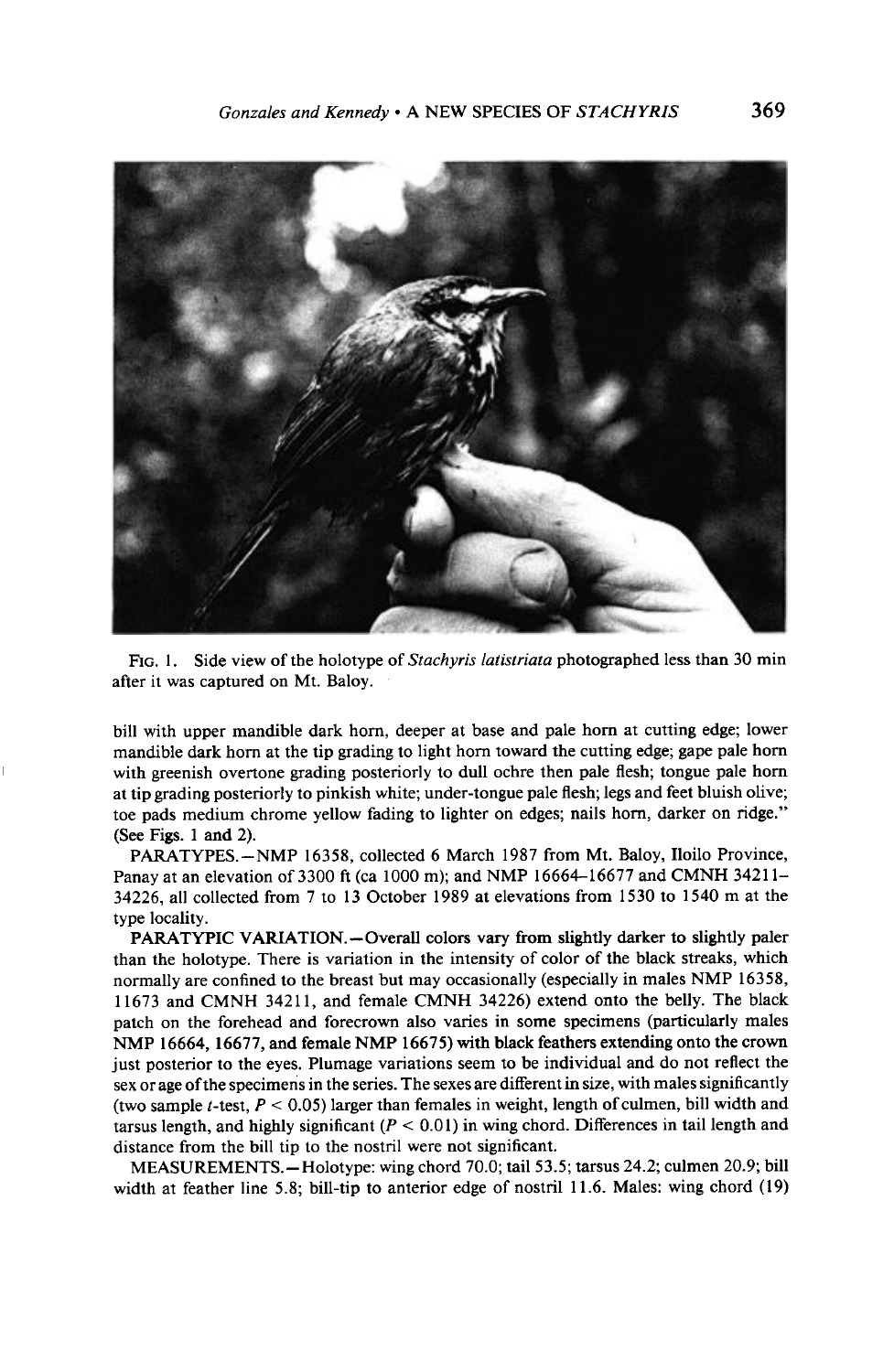FIG. 1. Side view of the holotype of *Stachyris latistriata* photographed less than 30 min after it was captured on Mt. Baloy.

bill with upper mandible dark horn, deeper at base and pale horn at cutting edge; lower mandible dark horn at the tip grading to light horn toward the cutting edge; gape pale horn with greenish overtone grading posteriorly to dull ochre then pale flesh; tongue pale horn at tip grading posteriorly to pinkish white; under-tongue pale flesh; legs and feet bluish olive; toe pads medium chrome yellow fading to lighter on edges; nails horn, darker on ridge." (See Figs. 1 and 2).

PARATYPES.—NMP 16358, collected 6 March 1987 from Mt. Baloy, Iloilo Province, Panay at an elevation of 3300 ft (ca 1000 m); and NMP 16664–16677 and CMNH 34211–34226, all collected from 7 to 13 October 1989 at elevations from 1530 to 1540 m at the type locality.

PARATYPIC VARIATION.—Overall colors vary from slightly darker to slightly paler than the holotype. There is variation in the intensity of color of the black streaks, which normally are confined to the breast but may occasionally (especially in males NMP 16358, 11673 and CMNH 34211, and female CMNH 34226) extend onto the belly. The black patch on the forehead and forecrown also varies in some specimens (particularly males NMP 16664, 16677, and female NMP 16675) with black feathers extending onto the crown just posterior to the eyes. Plumage variations seem to be individual and do not reflect the sex or age of the specimens in the series. The sexes are different in size, with males significantly (two sample *t*-test, $P < 0.05$) larger than females in weight, length of culmen, bill width and tarsus length, and highly significant ($P < 0.01$) in wing chord. Differences in tail length and distance from the bill tip to the nostril were not significant.

MEASUREMENTS.—Holotype: wing chord 70.0; tail 53.5; tarsus 24.2; culmen 20.9; bill width at feather line 5.8; bill-tip to anterior edge of nostril 11.6. Males: wing chord (19)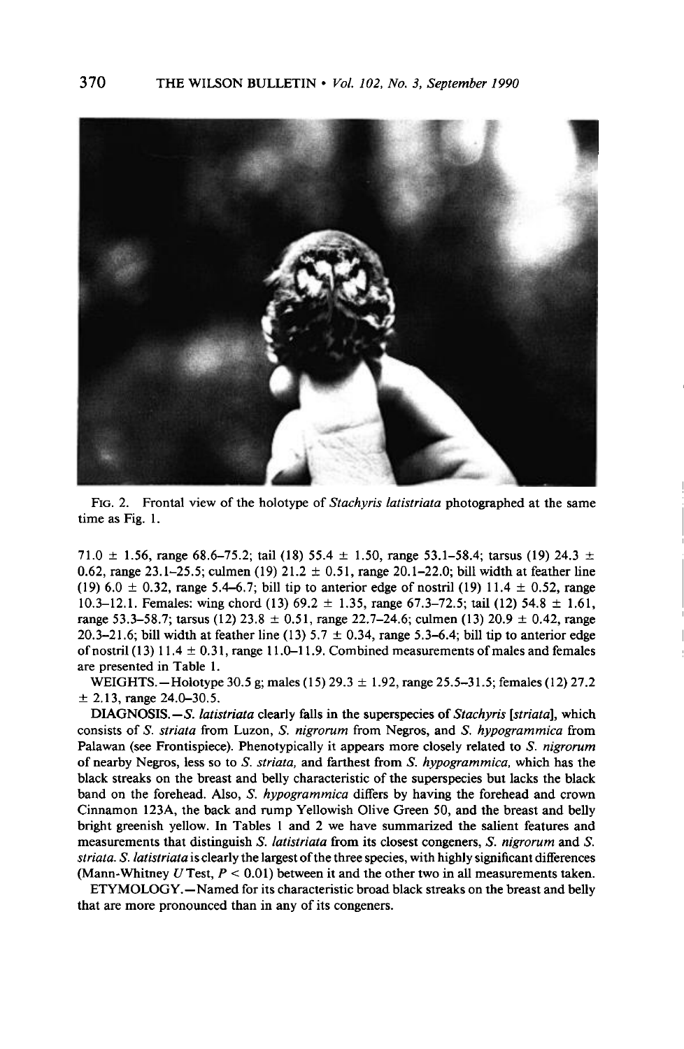FIG. 2. Frontal view of the holotype of *Stachyris latistriata* photographed at the same time as Fig. 1.

71.0 ± 1.56, range 68.6–75.2; tail (18) 55.4 ± 1.50, range 53.1–58.4; tarsus (19) 24.3 ± 0.62, range 23.1–25.5; culmen (19) 21.2 ± 0.51, range 20.1–22.0; bill width at feather line (19) 6.0 ± 0.32, range 5.4–6.7; bill tip to anterior edge of nostril (19) 11.4 ± 0.52, range 10.3–12.1. Females: wing chord (13) 69.2 ± 1.35, range 67.3–72.5; tail (12) 54.8 ± 1.61, range 53.3–58.7; tarsus (12) 23.8 ± 0.51, range 22.7–24.6; culmen (13) 20.9 ± 0.42, range 20.3–21.6; bill width at feather line (13) 5.7 ± 0.34, range 5.3–6.4; bill tip to anterior edge of nostril (13) 11.4 ± 0.31, range 11.0–11.9. Combined measurements of males and females are presented in Table 1.

WEIGHTS.—Holotype 30.5 g; males (15) 29.3 ± 1.92, range 25.5–31.5; females (12) 27.2 ± 2.13, range 24.0–30.5.

DIAGNOSIS.—*S. latistriata* clearly falls in the superspecies of *Stachyris* [*striata*], which consists of *S. striata* from Luzon, *S. nigrorum* from Negros, and *S. hypogrammica* from Palawan (see Frontispiece). Phenotypically it appears more closely related to *S. nigrorum* of nearby Negros, less so to *S. striata*, and farthest from *S. hypogrammica*, which has the black streaks on the breast and belly characteristic of the superspecies but lacks the black band on the forehead. Also, *S. hypogrammica* differs by having the forehead and crown Cinnamon 123A, the back and rump Yellowish Olive Green 50, and the breast and belly bright greenish yellow. In Tables 1 and 2 we have summarized the salient features and measurements that distinguish *S. latistriata* from its closest congeners, *S. nigrorum* and *S. striata*. *S. latistriata* is clearly the largest of the three species, with highly significant differences (Mann-Whitney $U$ Test, $P < 0.01$) between it and the other two in all measurements taken.

ETYMOLOGY.—Named for its characteristic broad black streaks on the breast and belly that are more pronounced than in any of its congeners.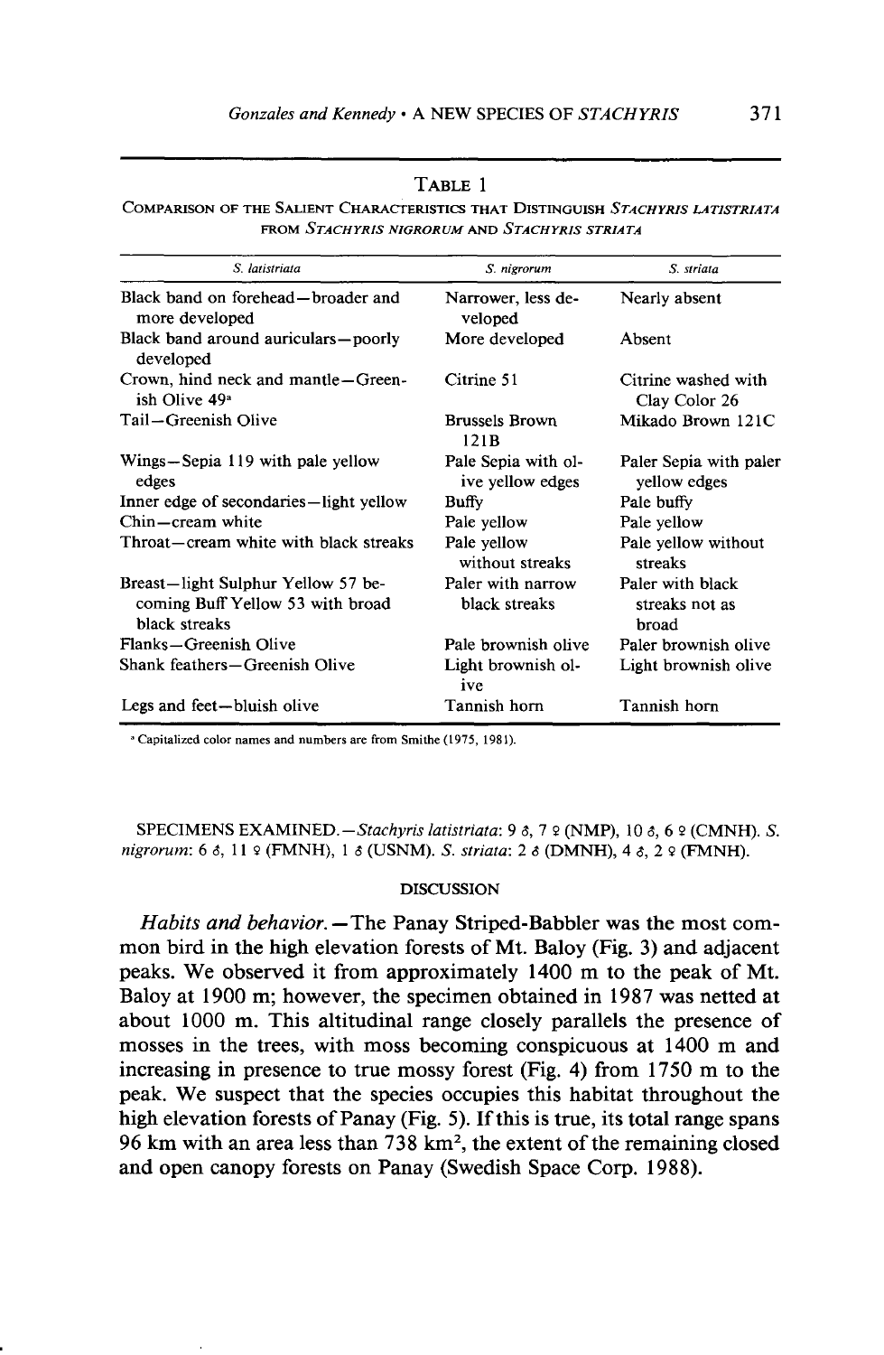TABLE 1

COMPARISON OF THE SALIENT CHARACTERISTICS THAT DISTINGUISH *STACHYRIS LATISTRIATA* FROM *STACHYRIS NIGRORUM* AND *STACHYRIS STRIATA*

| *S. latistriata* | *S. nigrorum* | *S. striata* |
|---|---|---|
| Black band on forehead—broader and more developed | Narrower, less developed | Nearly absent |
| Black band around auriculars—poorly developed | More developed | Absent |
| Crown, hind neck and mantle—Greenish Olive 49[a] | Citrine 51 | Citrine washed with Clay Color 26 |
| Tail—Greenish Olive | Brussels Brown 121B | Mikado Brown 121C |
| Wings—Sepia 119 with pale yellow edges | Pale Sepia with olive yellow edges | Paler Sepia with paler yellow edges |
| Inner edge of secondaries—light yellow | Buffy | Pale buffy |
| Chin—cream white | Pale yellow | Pale yellow |
| Throat—cream white with black streaks | Pale yellow without streaks | Pale yellow without streaks |
| Breast—light Sulphur Yellow 57 becoming Buff Yellow 53 with broad black streaks | Paler with narrow black streaks | Paler with black streaks not as broad |
| Flanks—Greenish Olive | Pale brownish olive | Paler brownish olive |
| Shank feathers—Greenish Olive | Light brownish olive | Light brownish olive |
| Legs and feet—bluish olive | Tannish horn | Tannish horn |

[a] Capitalized color names and numbers are from Smithe (1975, 1981).

SPECIMENS EXAMINED.—*Stachyris latistriata*: 9 ♂, 7 ♀ (NMP), 10 ♂, 6 ♀ (CMNH). *S. nigrorum*: 6 ♂, 11 ♀ (FMNH), 1 ♂ (USNM). *S. striata*: 2 ♂ (DMNH), 4 ♂, 2 ♀ (FMNH).

## DISCUSSION

*Habits and behavior.*—The Panay Striped-Babbler was the most common bird in the high elevation forests of Mt. Baloy (Fig. 3) and adjacent peaks. We observed it from approximately 1400 m to the peak of Mt. Baloy at 1900 m; however, the specimen obtained in 1987 was netted at about 1000 m. This altitudinal range closely parallels the presence of mosses in the trees, with moss becoming conspicuous at 1400 m and increasing in presence to true mossy forest (Fig. 4) from 1750 m to the peak. We suspect that the species occupies this habitat throughout the high elevation forests of Panay (Fig. 5). If this is true, its total range spans 96 km with an area less than 738 km$^2$, the extent of the remaining closed and open canopy forests on Panay (Swedish Space Corp. 1988).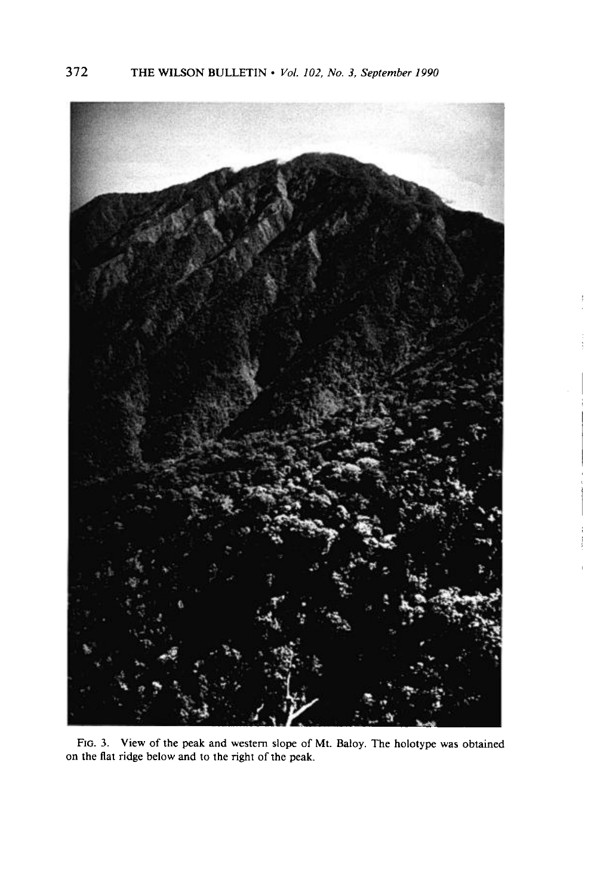FIG. 3. View of the peak and western slope of Mt. Baloy. The holotype was obtained on the flat ridge below and to the right of the peak.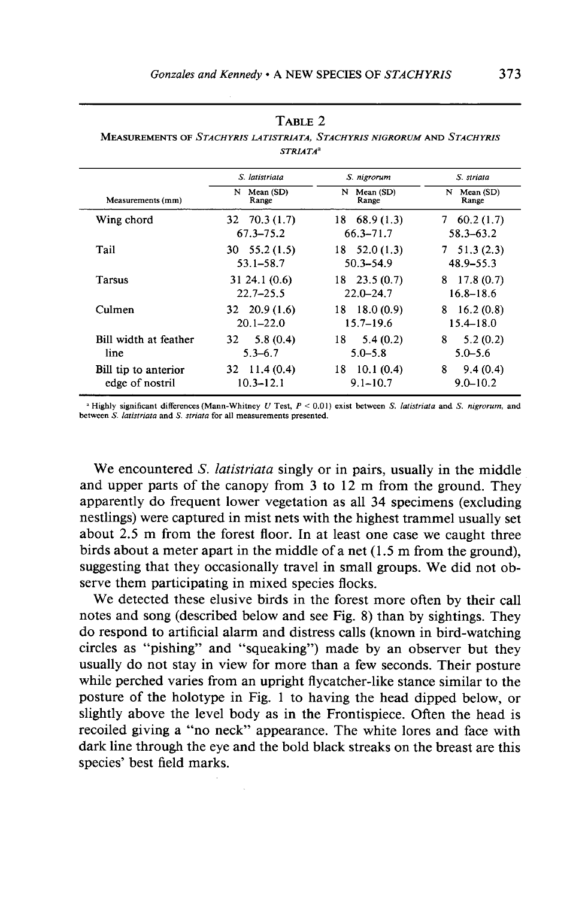TABLE 2

MEASUREMENTS OF *STACHYRIS LATISTRIATA*, *STACHYRIS NIGRORUM* AND *STACHYRIS STRIATA*[a]

| Measurements (mm) | *S. latistriata* N | Mean (SD) Range | *S. nigrorum* N | Mean (SD) Range | *S. striata* N | Mean (SD) Range |
|---|---|---|---|---|---|---|
| Wing chord | 32 | 70.3 (1.7) 67.3–75.2 | 18 | 68.9 (1.3) 66.3–71.7 | 7 | 60.2 (1.7) 58.3–63.2 |
| Tail | 30 | 55.2 (1.5) 53.1–58.7 | 18 | 52.0 (1.3) 50.3–54.9 | 7 | 51.3 (2.3) 48.9–55.3 |
| Tarsus | 31 | 24.1 (0.6) 22.7–25.5 | 18 | 23.5 (0.7) 22.0–24.7 | 8 | 17.8 (0.7) 16.8–18.6 |
| Culmen | 32 | 20.9 (1.6) 20.1–22.0 | 18 | 18.0 (0.9) 15.7–19.6 | 8 | 16.2 (0.8) 15.4–18.0 |
| Bill width at feather line | 32 | 5.8 (0.4) 5.3–6.7 | 18 | 5.4 (0.2) 5.0–5.8 | 8 | 5.2 (0.2) 5.0–5.6 |
| Bill tip to anterior edge of nostril | 32 | 11.4 (0.4) 10.3–12.1 | 18 | 10.1 (0.4) 9.1–10.7 | 8 | 9.4 (0.4) 9.0–10.2 |

[a] Highly significant differences (Mann-Whitney $U$ Test, $P < 0.01$) exist between *S. latistriata* and *S. nigrorum*, and between *S. latistriata* and *S. striata* for all measurements presented.

We encountered *S. latistriata* singly or in pairs, usually in the middle and upper parts of the canopy from 3 to 12 m from the ground. They apparently do frequent lower vegetation as all 34 specimens (excluding nestlings) were captured in mist nets with the highest trammel usually set about 2.5 m from the forest floor. In at least one case we caught three birds about a meter apart in the middle of a net (1.5 m from the ground), suggesting that they occasionally travel in small groups. We did not observe them participating in mixed species flocks.

We detected these elusive birds in the forest more often by their call notes and song (described below and see Fig. 8) than by sightings. They do respond to artificial alarm and distress calls (known in bird-watching circles as "pishing" and "squeaking") made by an observer but they usually do not stay in view for more than a few seconds. Their posture while perched varies from an upright flycatcher-like stance similar to the posture of the holotype in Fig. 1 to having the head dipped below, or slightly above the level body as in the Frontispiece. Often the head is recoiled giving a "no neck" appearance. The white lores and face with dark line through the eye and the bold black streaks on the breast are this species' best field marks.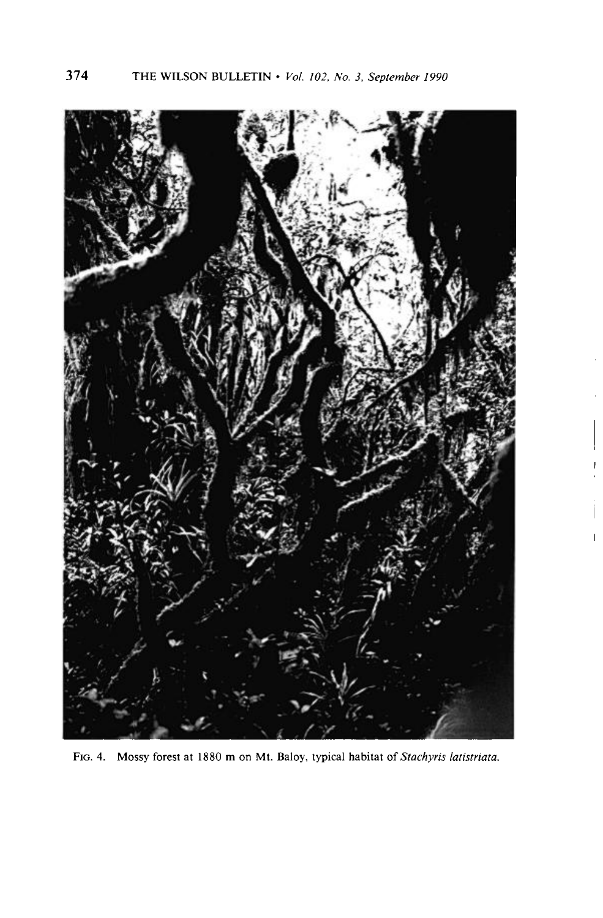FIG. 4. Mossy forest at 1880 m on Mt. Baloy, typical habitat of *Stachyris latistriata*.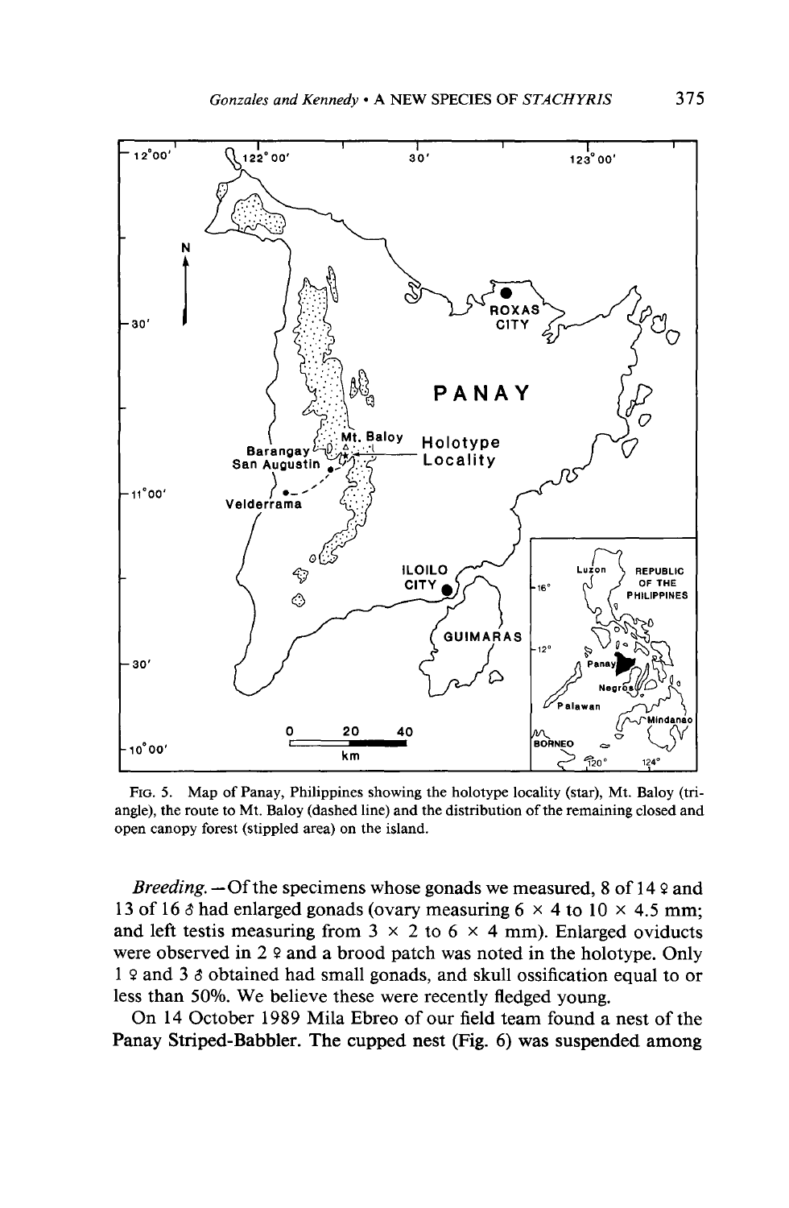FIG. 5. Map of Panay, Philippines showing the holotype locality (star), Mt. Baloy (triangle), the route to Mt. Baloy (dashed line) and the distribution of the remaining closed and open canopy forest (stippled area) on the island.

*Breeding.*—Of the specimens whose gonads we measured, 8 of 14 ♀ and 13 of 16 ♂ had enlarged gonads (ovary measuring 6 × 4 to 10 × 4.5 mm; and left testis measuring from 3 × 2 to 6 × 4 mm). Enlarged oviducts were observed in 2 ♀ and a brood patch was noted in the holotype. Only 1 ♀ and 3 ♂ obtained had small gonads, and skull ossification equal to or less than 50%. We believe these were recently fledged young.

On 14 October 1989 Mila Ebreo of our field team found a nest of the Panay Striped-Babbler. The cupped nest (Fig. 6) was suspended among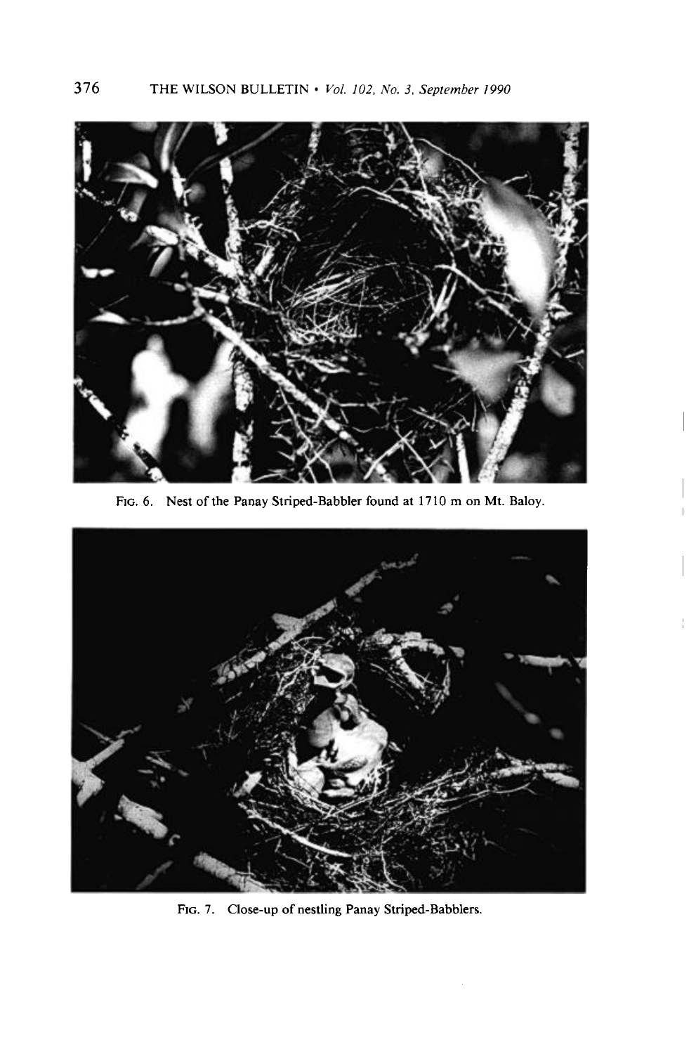FIG. 6. Nest of the Panay Striped-Babbler found at 1710 m on Mt. Baloy.

FIG. 7. Close-up of nestling Panay Striped-Babblers.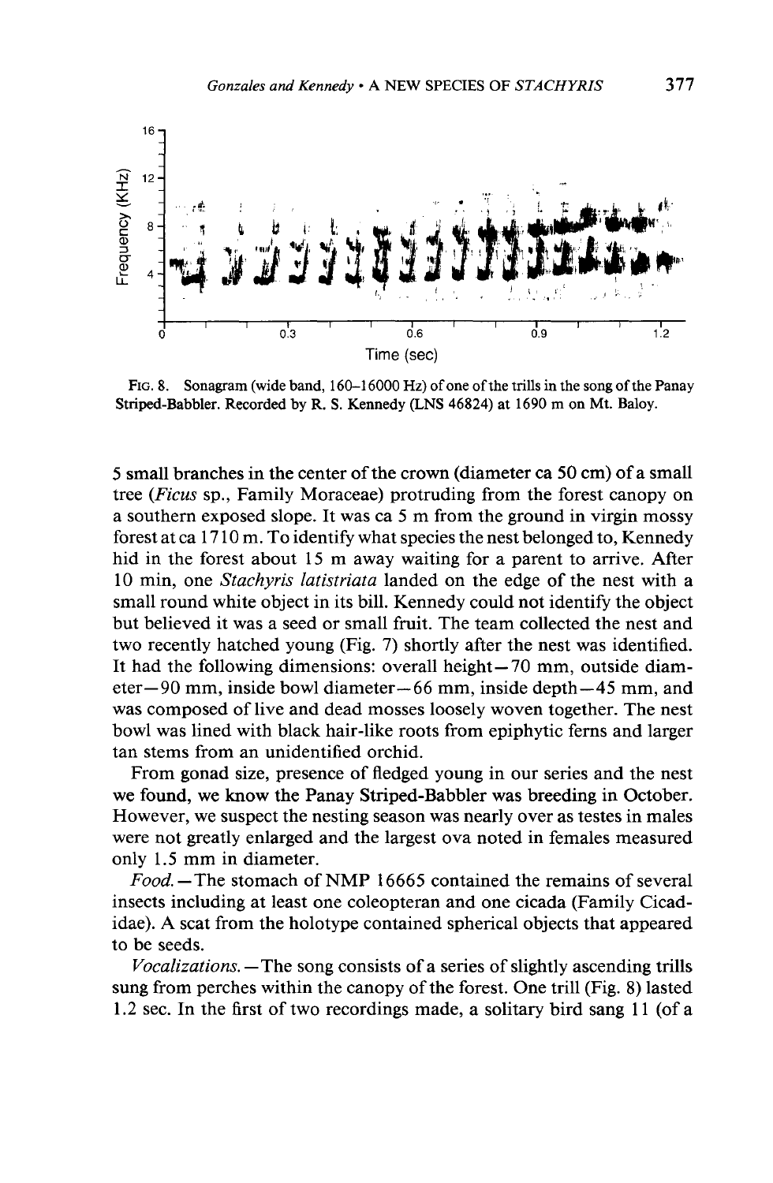FIG. 8. Sonagram (wide band, 160–16000 Hz) of one of the trills in the song of the Panay Striped-Babbler. Recorded by R. S. Kennedy (LNS 46824) at 1690 m on Mt. Baloy.

5 small branches in the center of the crown (diameter ca 50 cm) of a small tree (*Ficus* sp., Family Moraceae) protruding from the forest canopy on a southern exposed slope. It was ca 5 m from the ground in virgin mossy forest at ca 1710 m. To identify what species the nest belonged to, Kennedy hid in the forest about 15 m away waiting for a parent to arrive. After 10 min, one *Stachyris latistriata* landed on the edge of the nest with a small round white object in its bill. Kennedy could not identify the object but believed it was a seed or small fruit. The team collected the nest and two recently hatched young (Fig. 7) shortly after the nest was identified. It had the following dimensions: overall height—70 mm, outside diameter—90 mm, inside bowl diameter—66 mm, inside depth—45 mm, and was composed of live and dead mosses loosely woven together. The nest bowl was lined with black hair-like roots from epiphytic ferns and larger tan stems from an unidentified orchid.

From gonad size, presence of fledged young in our series and the nest we found, we know the Panay Striped-Babbler was breeding in October. However, we suspect the nesting season was nearly over as testes in males were not greatly enlarged and the largest ova noted in females measured only 1.5 mm in diameter.

*Food.*—The stomach of NMP 16665 contained the remains of several insects including at least one coleopteran and one cicada (Family Cicadidae). A scat from the holotype contained spherical objects that appeared to be seeds.

*Vocalizations.*—The song consists of a series of slightly ascending trills sung from perches within the canopy of the forest. One trill (Fig. 8) lasted 1.2 sec. In the first of two recordings made, a solitary bird sang 11 (of a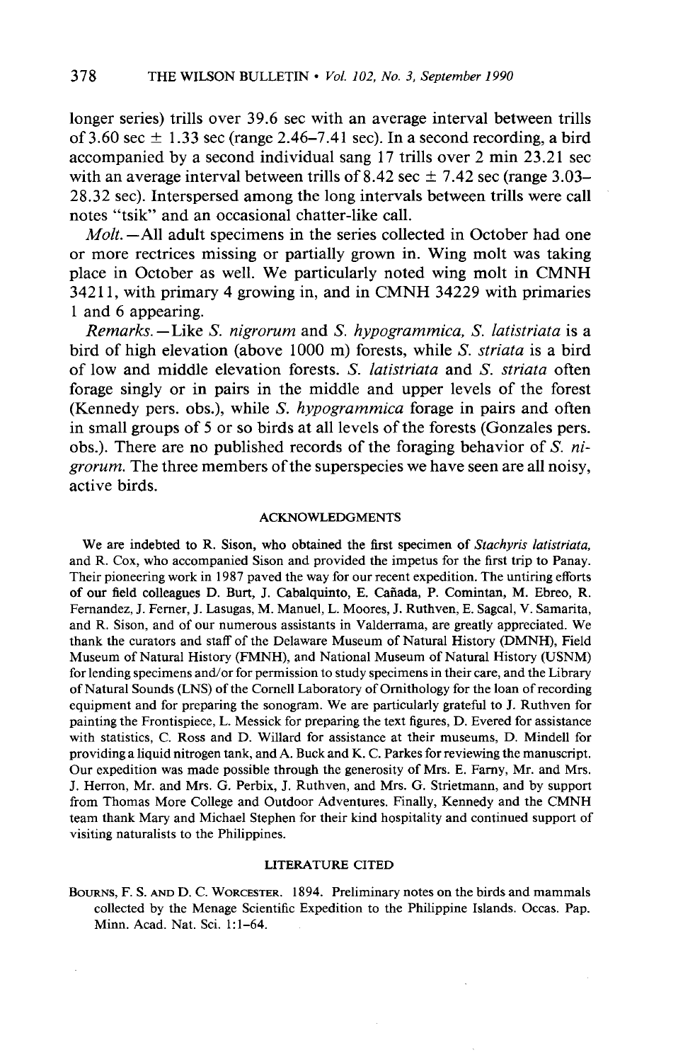longer series) trills over 39.6 sec with an average interval between trills of 3.60 sec $\pm$ 1.33 sec (range 2.46–7.41 sec). In a second recording, a bird accompanied by a second individual sang 17 trills over 2 min 23.21 sec with an average interval between trills of 8.42 sec $\pm$ 7.42 sec (range 3.03–28.32 sec). Interspersed among the long intervals between trills were call notes "tsik" and an occasional chatter-like call.

*Molt.*—All adult specimens in the series collected in October had one or more rectrices missing or partially grown in. Wing molt was taking place in October as well. We particularly noted wing molt in CMNH 34211, with primary 4 growing in, and in CMNH 34229 with primaries 1 and 6 appearing.

*Remarks.*—Like *S. nigrorum* and *S. hypogrammica*, *S. latistriata* is a bird of high elevation (above 1000 m) forests, while *S. striata* is a bird of low and middle elevation forests. *S. latistriata* and *S. striata* often forage singly or in pairs in the middle and upper levels of the forest (Kennedy pers. obs.), while *S. hypogrammica* forage in pairs and often in small groups of 5 or so birds at all levels of the forests (Gonzales pers. obs.). There are no published records of the foraging behavior of *S. nigrorum*. The three members of the superspecies we have seen are all noisy, active birds.

## ACKNOWLEDGMENTS

We are indebted to R. Sison, who obtained the first specimen of *Stachyris latistriata*, and R. Cox, who accompanied Sison and provided the impetus for the first trip to Panay. Their pioneering work in 1987 paved the way for our recent expedition. The untiring efforts of our field colleagues D. Burt, J. Cabalquinto, E. Cañada, P. Comintan, M. Ebreo, R. Fernandez, J. Ferner, J. Lasugas, M. Manuel, L. Moores, J. Ruthven, E. Sagcal, V. Samarita, and R. Sison, and of our numerous assistants in Valderrama, are greatly appreciated. We thank the curators and staff of the Delaware Museum of Natural History (DMNH), Field Museum of Natural History (FMNH), and National Museum of Natural History (USNM) for lending specimens and/or for permission to study specimens in their care, and the Library of Natural Sounds (LNS) of the Cornell Laboratory of Ornithology for the loan of recording equipment and for preparing the sonogram. We are particularly grateful to J. Ruthven for painting the Frontispiece, L. Messick for preparing the text figures, D. Evered for assistance with statistics, C. Ross and D. Willard for assistance at their museums, D. Mindell for providing a liquid nitrogen tank, and A. Buck and K. C. Parkes for reviewing the manuscript. Our expedition was made possible through the generosity of Mrs. E. Farny, Mr. and Mrs. J. Herron, Mr. and Mrs. G. Perbix, J. Ruthven, and Mrs. G. Strietmann, and by support from Thomas More College and Outdoor Adventures. Finally, Kennedy and the CMNH team thank Mary and Michael Stephen for their kind hospitality and continued support of visiting naturalists to the Philippines.

## LITERATURE CITED

Bourns, F. S. and D. C. Worcester. 1894. Preliminary notes on the birds and mammals collected by the Menage Scientific Expedition to the Philippine Islands. Occas. Pap. Minn. Acad. Nat. Sci. 1:1–64.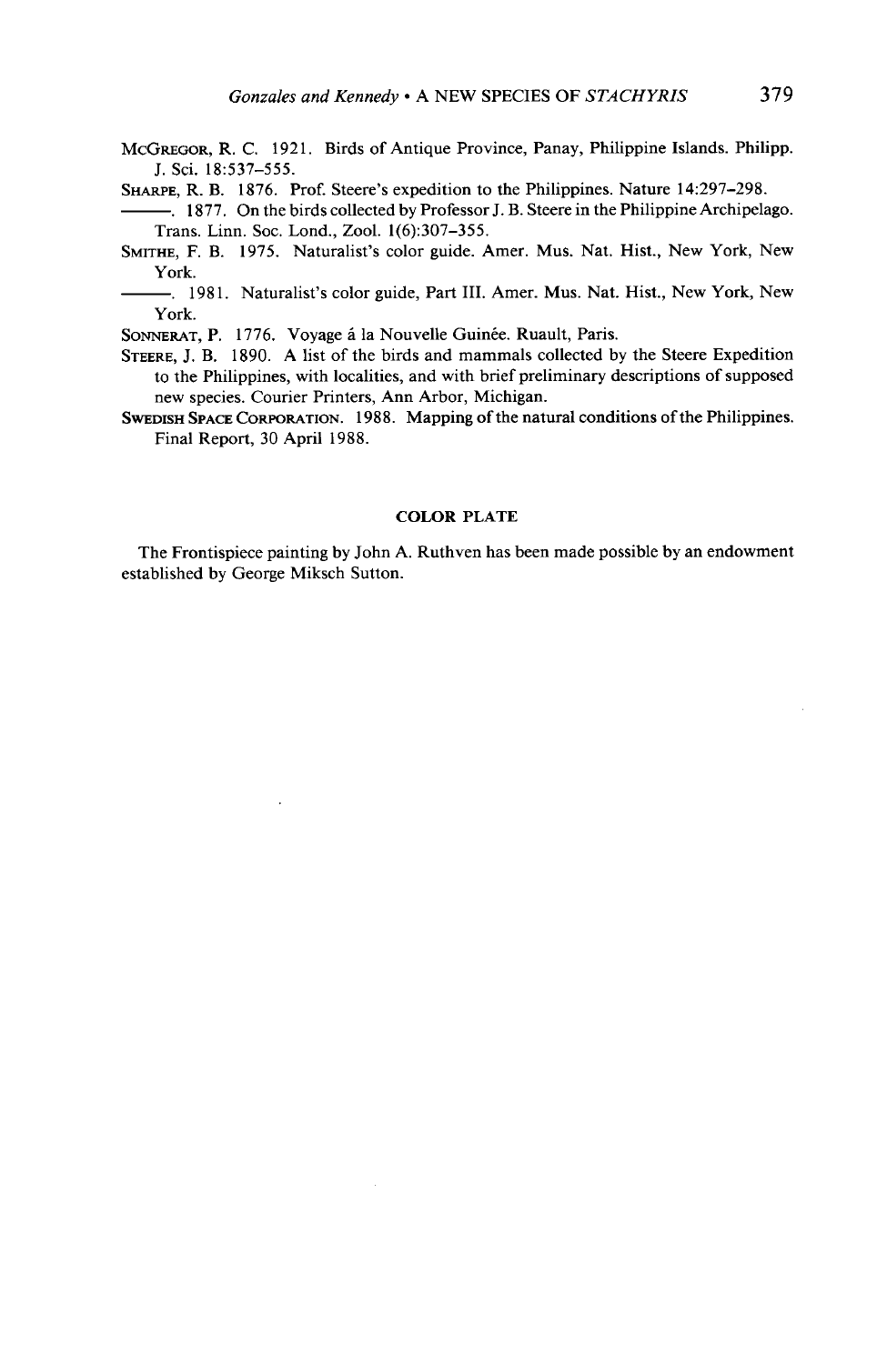McGregor, R. C. 1921. Birds of Antique Province, Panay, Philippine Islands. Philipp. J. Sci. 18:537–555.

Sharpe, R. B. 1876. Prof. Steere's expedition to the Philippines. Nature 14:297–298.

———. 1877. On the birds collected by Professor J. B. Steere in the Philippine Archipelago. Trans. Linn. Soc. Lond., Zool. 1(6):307–355.

Smithe, F. B. 1975. Naturalist's color guide. Amer. Mus. Nat. Hist., New York, New York.

———. 1981. Naturalist's color guide, Part III. Amer. Mus. Nat. Hist., New York, New York.

Sonnerat, P. 1776. Voyage á la Nouvelle Guinée. Ruault, Paris.

Steere, J. B. 1890. A list of the birds and mammals collected by the Steere Expedition to the Philippines, with localities, and with brief preliminary descriptions of supposed new species. Courier Printers, Ann Arbor, Michigan.

Swedish Space Corporation. 1988. Mapping of the natural conditions of the Philippines. Final Report, 30 April 1988.

## COLOR PLATE

The Frontispiece painting by John A. Ruthven has been made possible by an endowment established by George Miksch Sutton.